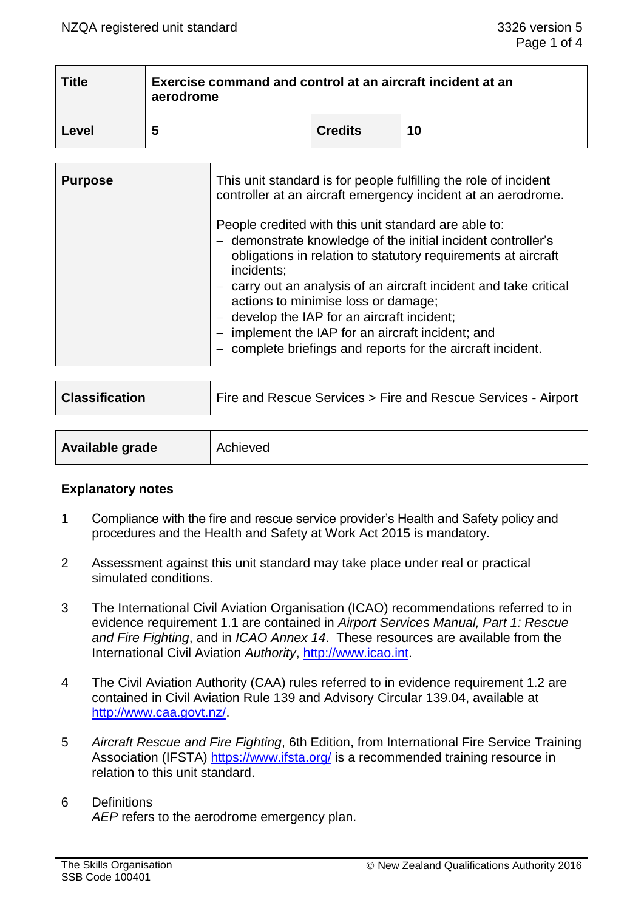| Title | Exercise command and control at an aircraft incident at an aerodrome | | |
|---|---|---|---|
| Level | 5 | Credits | 10 |

| Purpose | This unit standard is for people fulfilling the role of incident controller at an aircraft emergency incident at an aerodrome.<br><br>People credited with this unit standard are able to:<br>– demonstrate knowledge of the initial incident controller's obligations in relation to statutory requirements at aircraft incidents;<br>– carry out an analysis of an aircraft incident and take critical actions to minimise loss or damage;<br>– develop the IAP for an aircraft incident;<br>– implement the IAP for an aircraft incident; and<br>– complete briefings and reports for the aircraft incident. |
|---|---|

| Classification | Fire and Rescue Services > Fire and Rescue Services - Airport |
|---|---|

| Available grade | Achieved |
|---|---|

## Explanatory notes

1. Compliance with the fire and rescue service provider's Health and Safety policy and procedures and the Health and Safety at Work Act 2015 is mandatory.

2. Assessment against this unit standard may take place under real or practical simulated conditions.

3. The International Civil Aviation Organisation (ICAO) recommendations referred to in evidence requirement 1.1 are contained in *Airport Services Manual, Part 1: Rescue and Fire Fighting*, and in *ICAO Annex 14*. These resources are available from the International Civil Aviation *Authority*, http://www.icao.int.

4. The Civil Aviation Authority (CAA) rules referred to in evidence requirement 1.2 are contained in Civil Aviation Rule 139 and Advisory Circular 139.04, available at http://www.caa.govt.nz/.

5. *Aircraft Rescue and Fire Fighting*, 6th Edition, from International Fire Service Training Association (IFSTA) https://www.ifsta.org/ is a recommended training resource in relation to this unit standard.

6. Definitions
   *AEP* refers to the aerodrome emergency plan.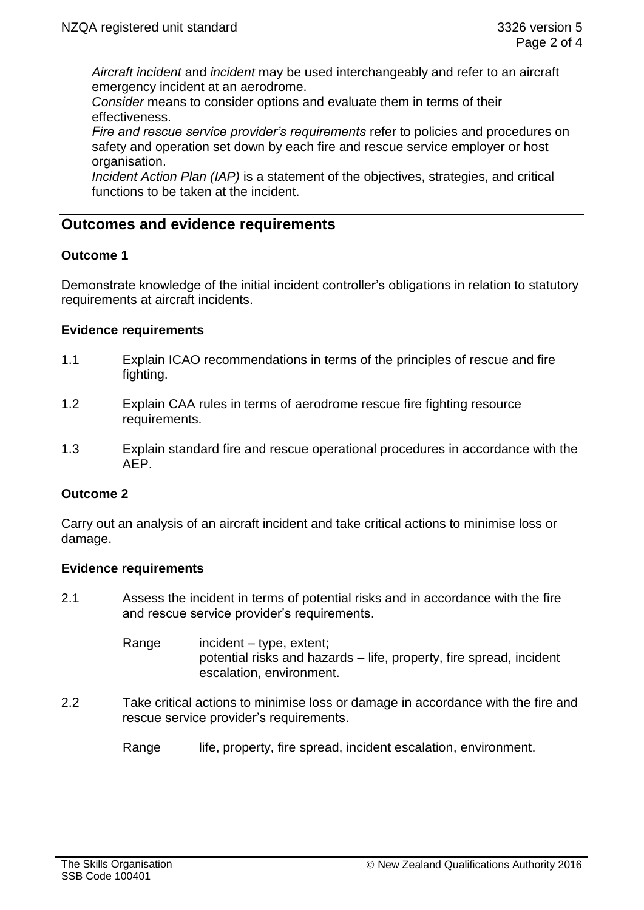*Aircraft incident* and *incident* may be used interchangeably and refer to an aircraft emergency incident at an aerodrome.
*Consider* means to consider options and evaluate them in terms of their effectiveness.
*Fire and rescue service provider's requirements* refer to policies and procedures on safety and operation set down by each fire and rescue service employer or host organisation.
*Incident Action Plan (IAP)* is a statement of the objectives, strategies, and critical functions to be taken at the incident.

## Outcomes and evidence requirements

### Outcome 1

Demonstrate knowledge of the initial incident controller's obligations in relation to statutory requirements at aircraft incidents.

#### Evidence requirements

1.1 Explain ICAO recommendations in terms of the principles of rescue and fire fighting.

1.2 Explain CAA rules in terms of aerodrome rescue fire fighting resource requirements.

1.3 Explain standard fire and rescue operational procedures in accordance with the AEP.

### Outcome 2

Carry out an analysis of an aircraft incident and take critical actions to minimise loss or damage.

#### Evidence requirements

2.1 Assess the incident in terms of potential risks and in accordance with the fire and rescue service provider's requirements.

Range incident – type, extent;
potential risks and hazards – life, property, fire spread, incident escalation, environment.

2.2 Take critical actions to minimise loss or damage in accordance with the fire and rescue service provider's requirements.

Range life, property, fire spread, incident escalation, environment.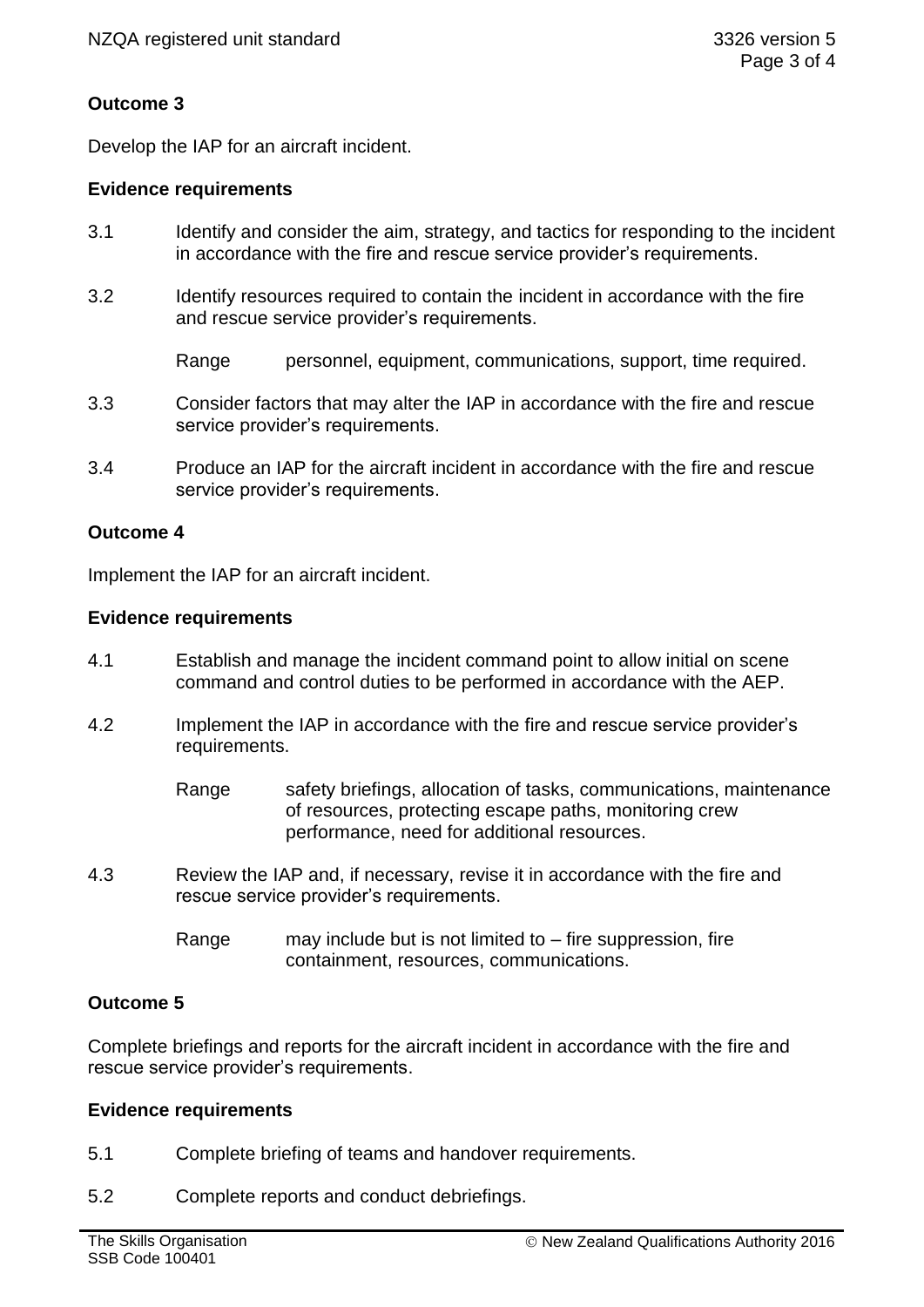## Outcome 3

Develop the IAP for an aircraft incident.

### Evidence requirements

3.1 Identify and consider the aim, strategy, and tactics for responding to the incident in accordance with the fire and rescue service provider's requirements.

3.2 Identify resources required to contain the incident in accordance with the fire and rescue service provider's requirements.

Range personnel, equipment, communications, support, time required.

3.3 Consider factors that may alter the IAP in accordance with the fire and rescue service provider's requirements.

3.4 Produce an IAP for the aircraft incident in accordance with the fire and rescue service provider's requirements.

## Outcome 4

Implement the IAP for an aircraft incident.

### Evidence requirements

4.1 Establish and manage the incident command point to allow initial on scene command and control duties to be performed in accordance with the AEP.

4.2 Implement the IAP in accordance with the fire and rescue service provider's requirements.

Range safety briefings, allocation of tasks, communications, maintenance of resources, protecting escape paths, monitoring crew performance, need for additional resources.

4.3 Review the IAP and, if necessary, revise it in accordance with the fire and rescue service provider's requirements.

Range may include but is not limited to – fire suppression, fire containment, resources, communications.

## Outcome 5

Complete briefings and reports for the aircraft incident in accordance with the fire and rescue service provider's requirements.

### Evidence requirements

5.1 Complete briefing of teams and handover requirements.

5.2 Complete reports and conduct debriefings.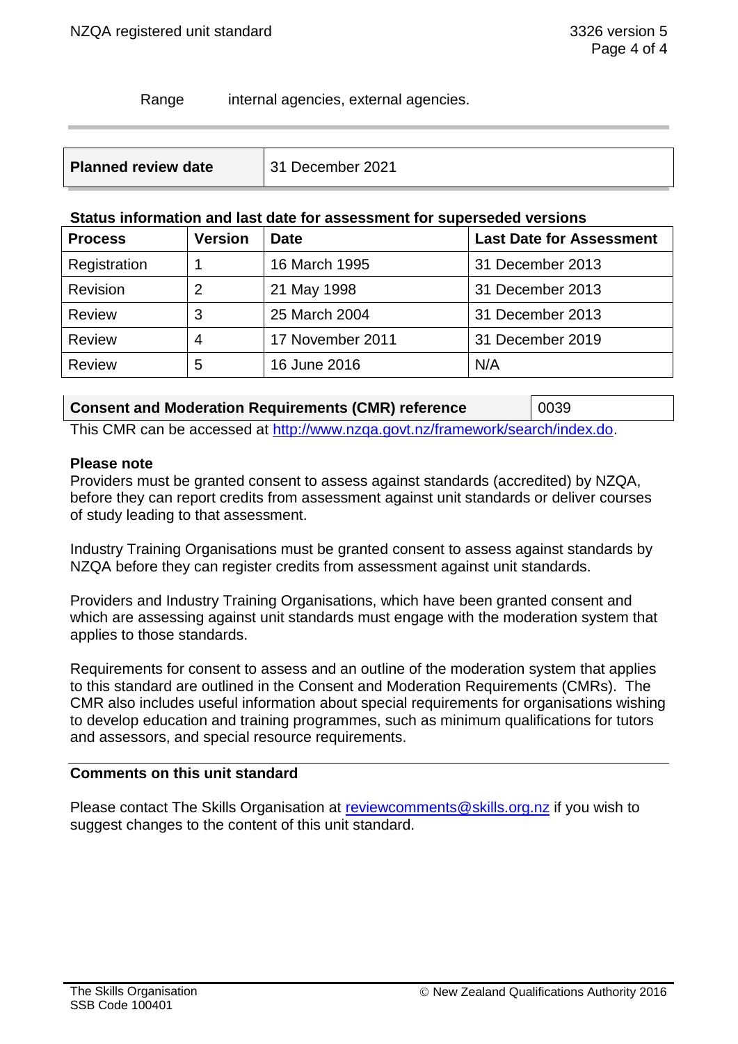Range internal agencies, external agencies.

| | |
|---|---|
| **Planned review date** | 31 December 2021 |

**Status information and last date for assessment for superseded versions**

| Process | Version | Date | Last Date for Assessment |
|---|---|---|---|
| Registration | 1 | 16 March 1995 | 31 December 2013 |
| Revision | 2 | 21 May 1998 | 31 December 2013 |
| Review | 3 | 25 March 2004 | 31 December 2013 |
| Review | 4 | 17 November 2011 | 31 December 2019 |
| Review | 5 | 16 June 2016 | N/A |

| | |
|---|---|
| **Consent and Moderation Requirements (CMR) reference** | 0039 |

This CMR can be accessed at http://www.nzqa.govt.nz/framework/search/index.do.

**Please note**

Providers must be granted consent to assess against standards (accredited) by NZQA, before they can report credits from assessment against unit standards or deliver courses of study leading to that assessment.

Industry Training Organisations must be granted consent to assess against standards by NZQA before they can register credits from assessment against unit standards.

Providers and Industry Training Organisations, which have been granted consent and which are assessing against unit standards must engage with the moderation system that applies to those standards.

Requirements for consent to assess and an outline of the moderation system that applies to this standard are outlined in the Consent and Moderation Requirements (CMRs). The CMR also includes useful information about special requirements for organisations wishing to develop education and training programmes, such as minimum qualifications for tutors and assessors, and special resource requirements.

**Comments on this unit standard**

Please contact The Skills Organisation at reviewcomments@skills.org.nz if you wish to suggest changes to the content of this unit standard.